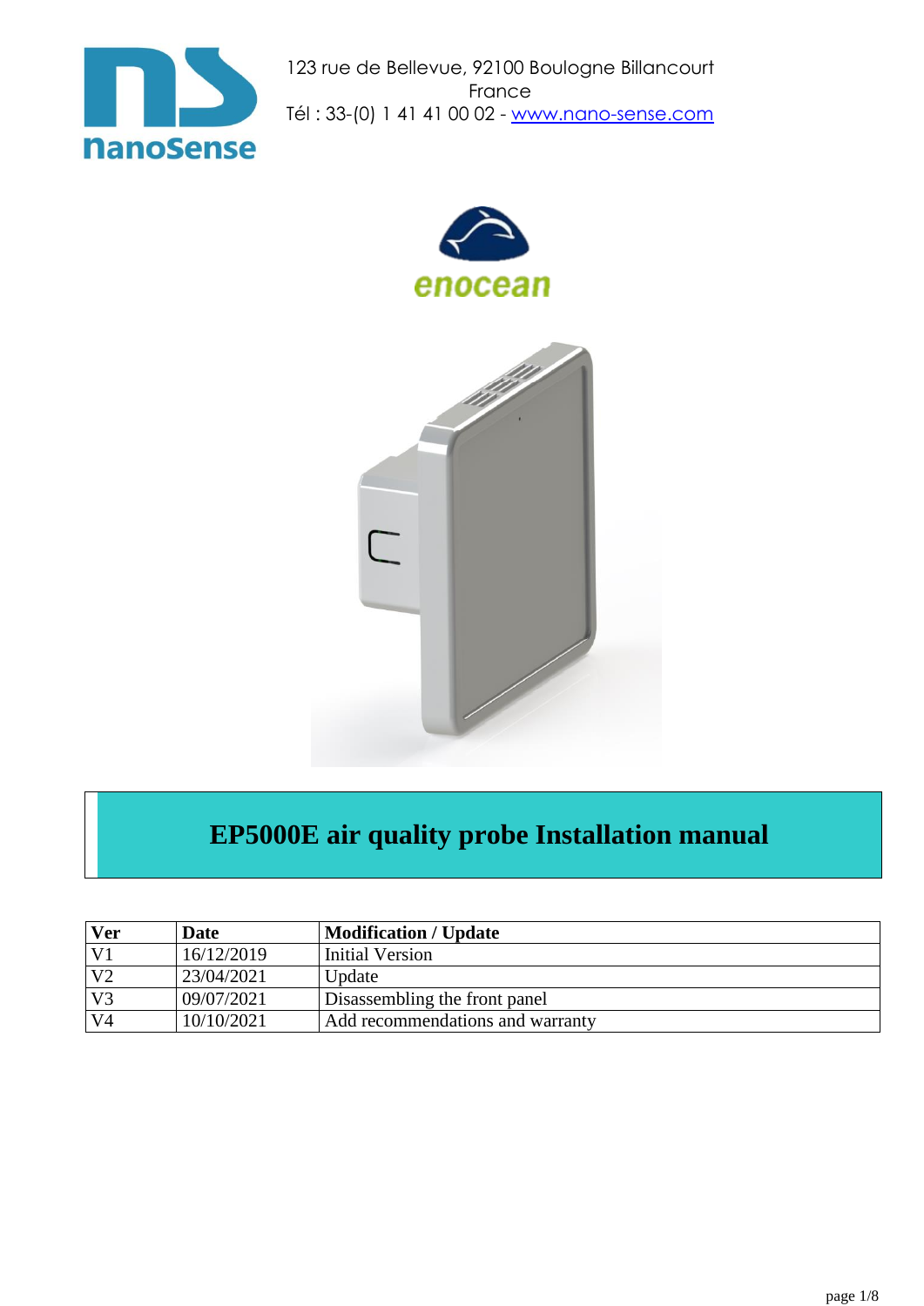123 rue de Bellevue, 92100 Boulogne Billancourt
France
Tél : 33-(0) 1 41 41 00 02 - www.nano-sense.com

enocean

# EP5000E air quality probe Installation manual

| Ver | Date | Modification / Update |
|---|---|---|
| V1 | 16/12/2019 | Initial Version |
| V2 | 23/04/2021 | Update |
| V3 | 09/07/2021 | Disassembling the front panel |
| V4 | 10/10/2021 | Add recommendations and warranty |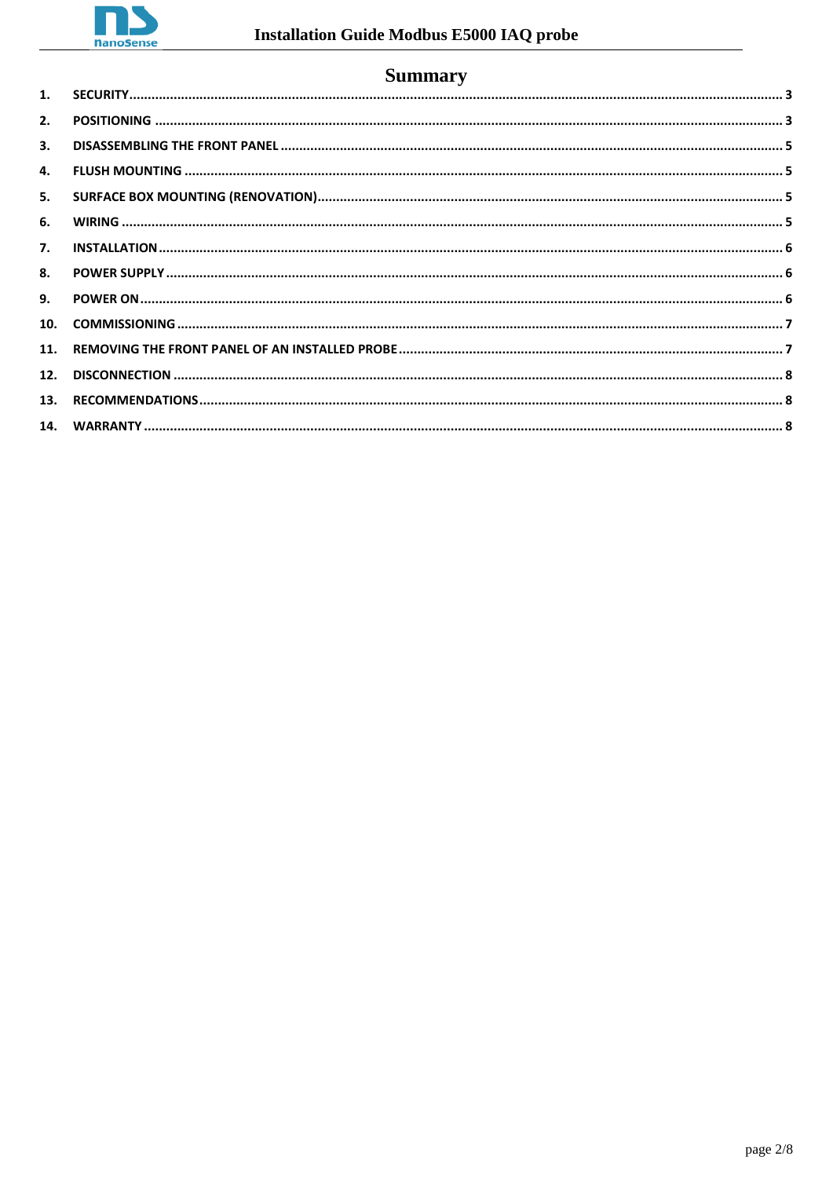# Summary

1. **SECURITY** ..... 3
2. **POSITIONING** ..... 3
3. **DISASSEMBLING THE FRONT PANEL** ..... 5
4. **FLUSH MOUNTING** ..... 5
5. **SURFACE BOX MOUNTING (RENOVATION)** ..... 5
6. **WIRING** ..... 5
7. **INSTALLATION** ..... 6
8. **POWER SUPPLY** ..... 6
9. **POWER ON** ..... 6
10. **COMMISSIONING** ..... 7
11. **REMOVING THE FRONT PANEL OF AN INSTALLED PROBE** ..... 7
12. **DISCONNECTION** ..... 8
13. **RECOMMENDATIONS** ..... 8
14. **WARRANTY** ..... 8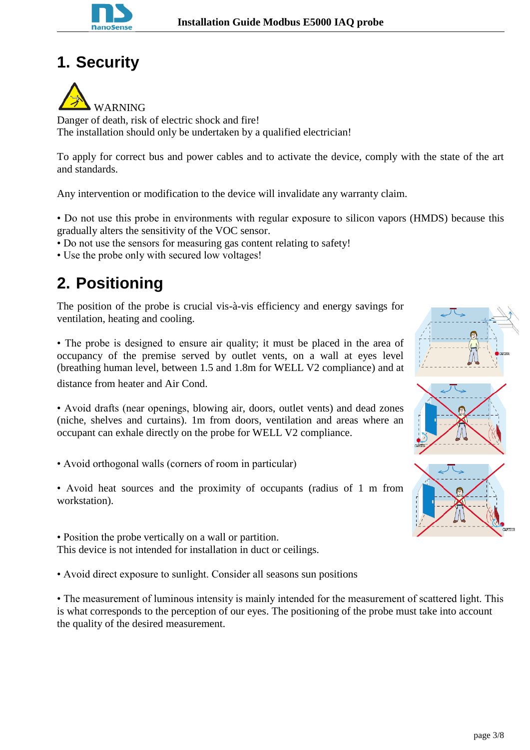# 1. Security

WARNING

Danger of death, risk of electric shock and fire!
The installation should only be undertaken by a qualified electrician!

To apply for correct bus and power cables and to activate the device, comply with the state of the art and standards.

Any intervention or modification to the device will invalidate any warranty claim.

• Do not use this probe in environments with regular exposure to silicon vapors (HMDS) because this gradually alters the sensitivity of the VOC sensor.
• Do not use the sensors for measuring gas content relating to safety!
• Use the probe only with secured low voltages!

# 2. Positioning

The position of the probe is crucial vis-à-vis efficiency and energy savings for ventilation, heating and cooling.

• The probe is designed to ensure air quality; it must be placed in the area of occupancy of the premise served by outlet vents, on a wall at eyes level (breathing human level, between 1.5 and 1.8m for WELL V2 compliance) and at distance from heater and Air Cond.

• Avoid drafts (near openings, blowing air, doors, outlet vents) and dead zones (niche, shelves and curtains). 1m from doors, ventilation and areas where an occupant can exhale directly on the probe for WELL V2 compliance.

• Avoid orthogonal walls (corners of room in particular)

• Avoid heat sources and the proximity of occupants (radius of 1 m from workstation).

• Position the probe vertically on a wall or partition.
This device is not intended for installation in duct or ceilings.

• Avoid direct exposure to sunlight. Consider all seasons sun positions

• The measurement of luminous intensity is mainly intended for the measurement of scattered light. This is what corresponds to the perception of our eyes. The positioning of the probe must take into account the quality of the desired measurement.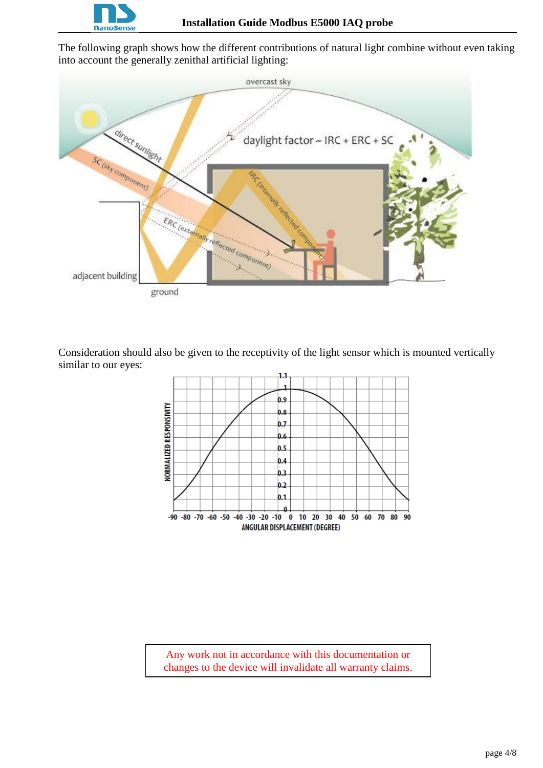The following graph shows how the different contributions of natural light combine without even taking into account the generally zenithal artificial lighting:

Consideration should also be given to the receptivity of the light sensor which is mounted vertically similar to our eyes:

Any work not in accordance with this documentation or changes to the device will invalidate all warranty claims.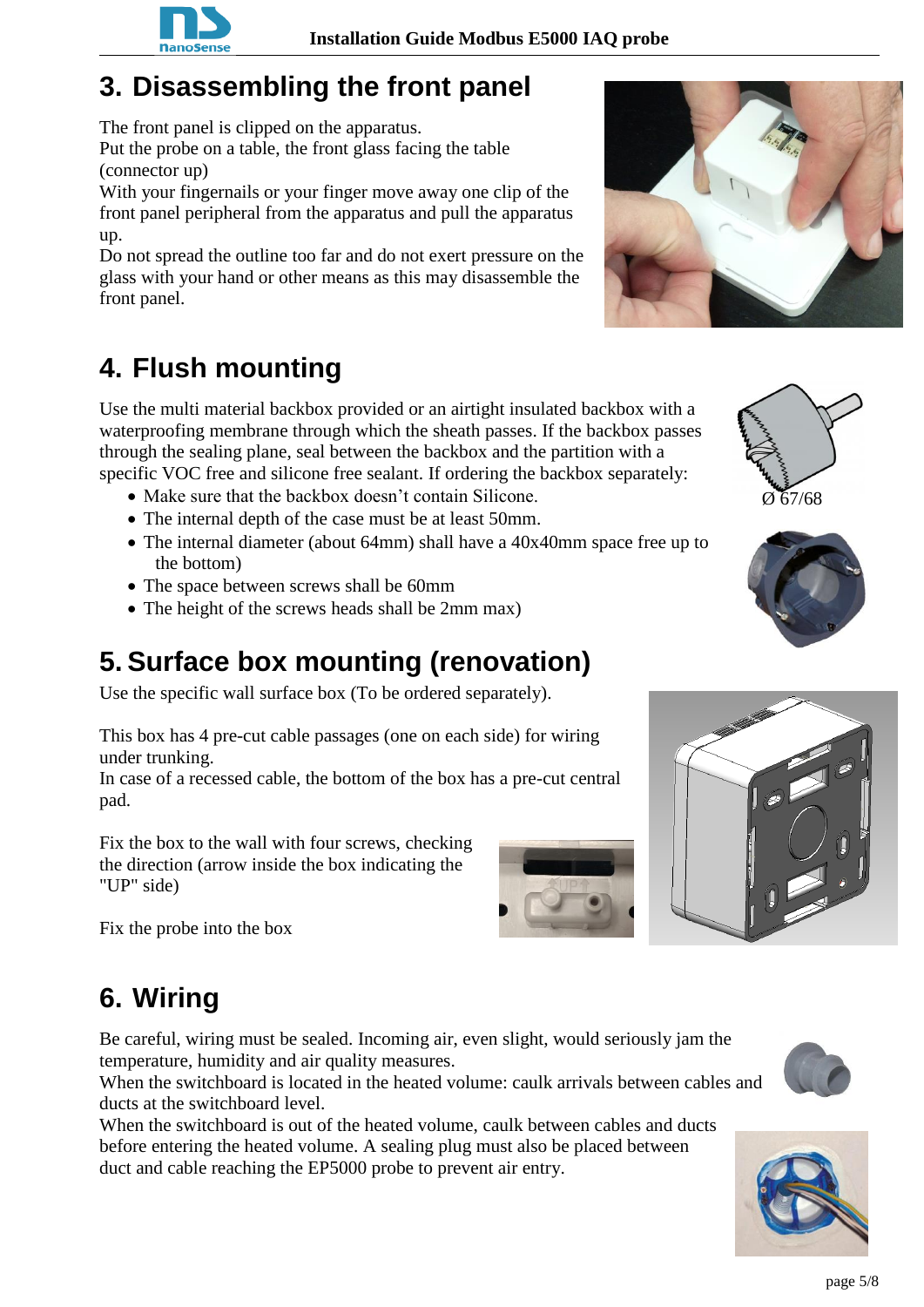## 3. Disassembling the front panel

The front panel is clipped on the apparatus.
Put the probe on a table, the front glass facing the table (connector up)
With your fingernails or your finger move away one clip of the front panel peripheral from the apparatus and pull the apparatus up.
Do not spread the outline too far and do not exert pressure on the glass with your hand or other means as this may disassemble the front panel.

## 4. Flush mounting

Use the multi material backbox provided or an airtight insulated backbox with a waterproofing membrane through which the sheath passes. If the backbox passes through the sealing plane, seal between the backbox and the partition with a specific VOC free and silicone free sealant. If ordering the backbox separately:

- Make sure that the backbox doesn't contain Silicone.
- The internal depth of the case must be at least 50mm.
- The internal diameter (about 64mm) shall have a 40x40mm space free up to the bottom)
- The space between screws shall be 60mm
- The height of the screws heads shall be 2mm max)

Ø 67/68

## 5. Surface box mounting (renovation)

Use the specific wall surface box (To be ordered separately).

This box has 4 pre-cut cable passages (one on each side) for wiring under trunking.
In case of a recessed cable, the bottom of the box has a pre-cut central pad.

Fix the box to the wall with four screws, checking the direction (arrow inside the box indicating the "UP" side)

Fix the probe into the box

## 6. Wiring

Be careful, wiring must be sealed. Incoming air, even slight, would seriously jam the temperature, humidity and air quality measures.
When the switchboard is located in the heated volume: caulk arrivals between cables and ducts at the switchboard level.
When the switchboard is out of the heated volume, caulk between cables and ducts before entering the heated volume. A sealing plug must also be placed between duct and cable reaching the EP5000 probe to prevent air entry.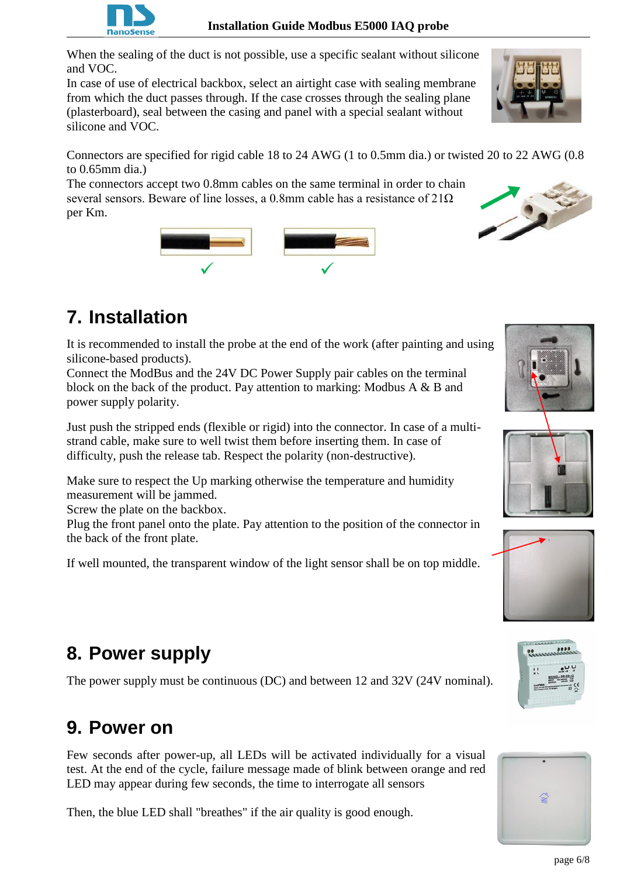When the sealing of the duct is not possible, use a specific sealant without silicone and VOC.
In case of use of electrical backbox, select an airtight case with sealing membrane from which the duct passes through. If the case crosses through the sealing plane (plasterboard), seal between the casing and panel with a special sealant without silicone and VOC.

Connectors are specified for rigid cable 18 to 24 AWG (1 to 0.5mm dia.) or twisted 20 to 22 AWG (0.8 to 0.65mm dia.)
The connectors accept two 0.8mm cables on the same terminal in order to chain several sensors. Beware of line losses, a 0.8mm cable has a resistance of 21Ω per Km.

✓ ✓

# 7. Installation

It is recommended to install the probe at the end of the work (after painting and using silicone-based products).
Connect the ModBus and the 24V DC Power Supply pair cables on the terminal block on the back of the product. Pay attention to marking: Modbus A & B and power supply polarity.

Just push the stripped ends (flexible or rigid) into the connector. In case of a multi-strand cable, make sure to well twist them before inserting them. In case of difficulty, push the release tab. Respect the polarity (non-destructive).

Make sure to respect the Up marking otherwise the temperature and humidity measurement will be jammed.
Screw the plate on the backbox.
Plug the front panel onto the plate. Pay attention to the position of the connector in the back of the front plate.

If well mounted, the transparent window of the light sensor shall be on top middle.

# 8. Power supply

The power supply must be continuous (DC) and between 12 and 32V (24V nominal).

# 9. Power on

Few seconds after power-up, all LEDs will be activated individually for a visual test. At the end of the cycle, failure message made of blink between orange and red LED may appear during few seconds, the time to interrogate all sensors

Then, the blue LED shall "breathes" if the air quality is good enough.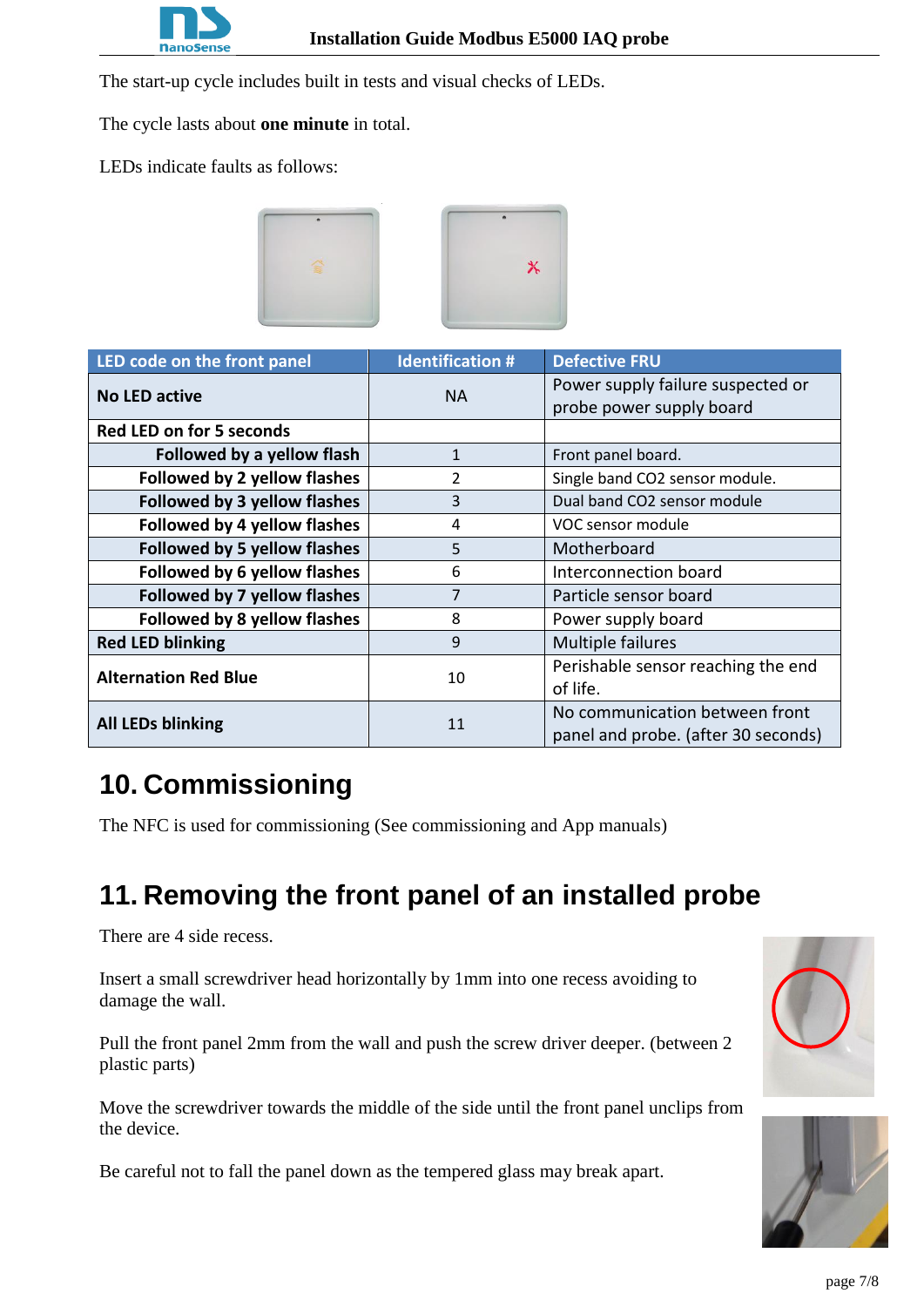The start-up cycle includes built in tests and visual checks of LEDs.

The cycle lasts about **one minute** in total.

LEDs indicate faults as follows:

| LED code on the front panel | Identification # | Defective FRU |
|---|---|---|
| **No LED active** | NA | Power supply failure suspected or probe power supply board |
| **Red LED on for 5 seconds** | | |
| **Followed by a yellow flash** | 1 | Front panel board. |
| **Followed by 2 yellow flashes** | 2 | Single band CO2 sensor module. |
| **Followed by 3 yellow flashes** | 3 | Dual band CO2 sensor module |
| **Followed by 4 yellow flashes** | 4 | VOC sensor module |
| **Followed by 5 yellow flashes** | 5 | Motherboard |
| **Followed by 6 yellow flashes** | 6 | Interconnection board |
| **Followed by 7 yellow flashes** | 7 | Particle sensor board |
| **Followed by 8 yellow flashes** | 8 | Power supply board |
| **Red LED blinking** | 9 | Multiple failures |
| **Alternation Red Blue** | 10 | Perishable sensor reaching the end of life. |
| **All LEDs blinking** | 11 | No communication between front panel and probe. (after 30 seconds) |

# 10. Commissioning

The NFC is used for commissioning (See commissioning and App manuals)

# 11. Removing the front panel of an installed probe

There are 4 side recess.

Insert a small screwdriver head horizontally by 1mm into one recess avoiding to damage the wall.

Pull the front panel 2mm from the wall and push the screw driver deeper. (between 2 plastic parts)

Move the screwdriver towards the middle of the side until the front panel unclips from the device.

Be careful not to fall the panel down as the tempered glass may break apart.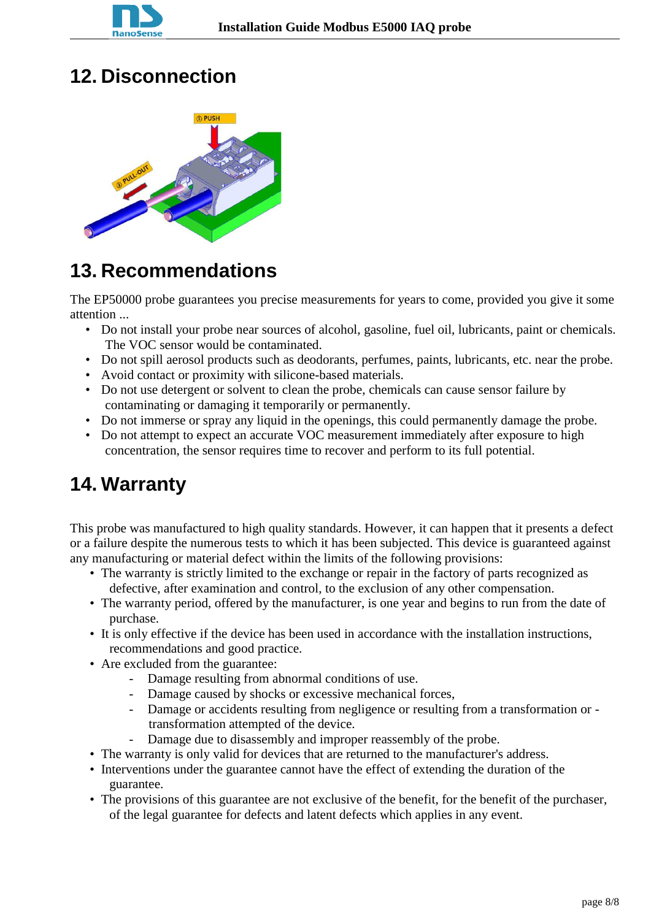# 12. Disconnection

① PUSH

② PULL-OUT

# 13. Recommendations

The EP50000 probe guarantees you precise measurements for years to come, provided you give it some attention ...

- Do not install your probe near sources of alcohol, gasoline, fuel oil, lubricants, paint or chemicals. The VOC sensor would be contaminated.
- Do not spill aerosol products such as deodorants, perfumes, paints, lubricants, etc. near the probe.
- Avoid contact or proximity with silicone-based materials.
- Do not use detergent or solvent to clean the probe, chemicals can cause sensor failure by contaminating or damaging it temporarily or permanently.
- Do not immerse or spray any liquid in the openings, this could permanently damage the probe.
- Do not attempt to expect an accurate VOC measurement immediately after exposure to high concentration, the sensor requires time to recover and perform to its full potential.

# 14. Warranty

This probe was manufactured to high quality standards. However, it can happen that it presents a defect or a failure despite the numerous tests to which it has been subjected. This device is guaranteed against any manufacturing or material defect within the limits of the following provisions:

- The warranty is strictly limited to the exchange or repair in the factory of parts recognized as defective, after examination and control, to the exclusion of any other compensation.
- The warranty period, offered by the manufacturer, is one year and begins to run from the date of purchase.
- It is only effective if the device has been used in accordance with the installation instructions, recommendations and good practice.
- Are excluded from the guarantee:
    - Damage resulting from abnormal conditions of use.
    - Damage caused by shocks or excessive mechanical forces,
    - Damage or accidents resulting from negligence or resulting from a transformation or -transformation attempted of the device.
    - Damage due to disassembly and improper reassembly of the probe.
- The warranty is only valid for devices that are returned to the manufacturer's address.
- Interventions under the guarantee cannot have the effect of extending the duration of the guarantee.
- The provisions of this guarantee are not exclusive of the benefit, for the benefit of the purchaser, of the legal guarantee for defects and latent defects which applies in any event.